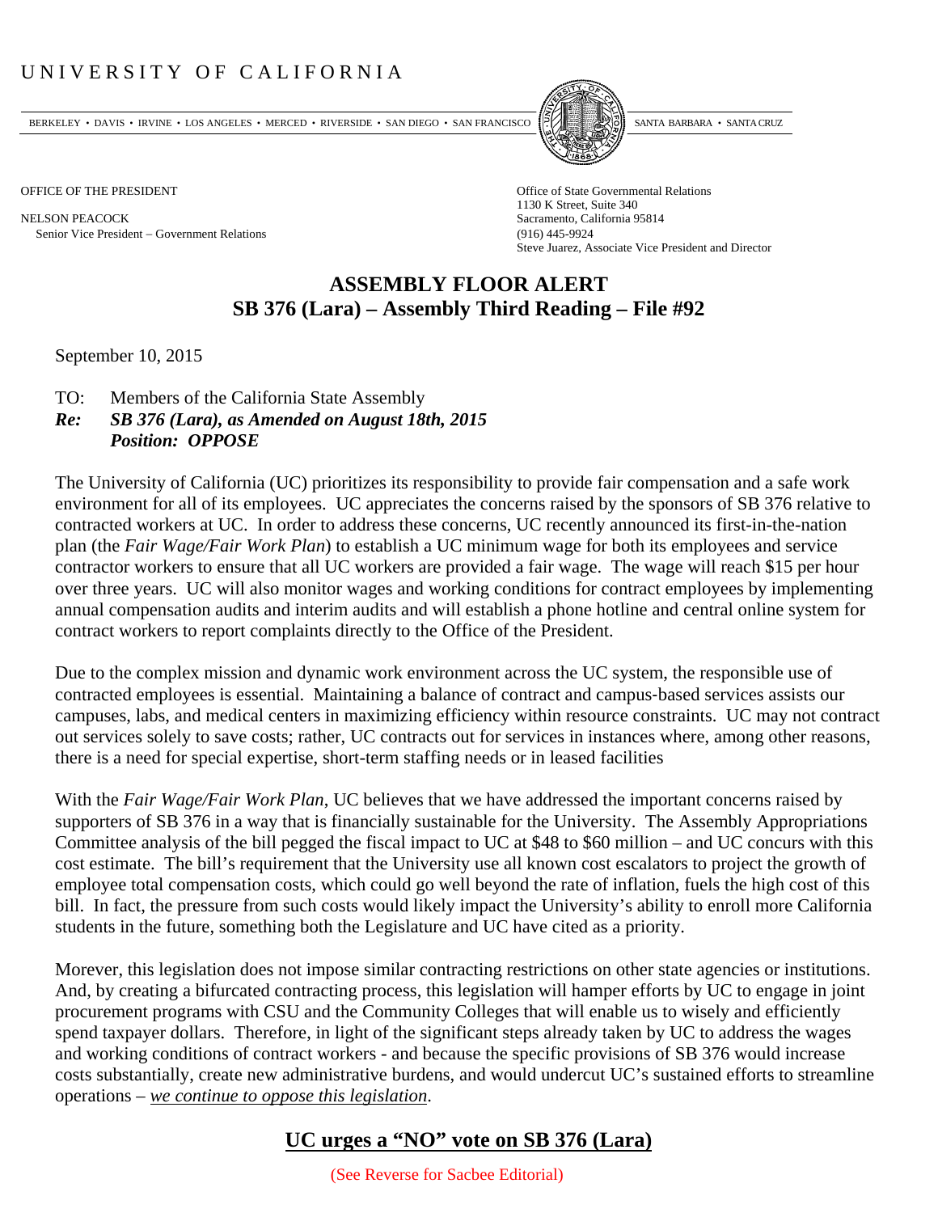# UNIVERSITY OF CALIFORNIA

BERKELEY • DAVIS • IRVINE • LOS ANGELES • MERCED • RIVERSIDE • SAN DIEGO • SAN FRANCISCO • SANTA BARBARA • SANTA CRUZ

OFFICE OF THE PRESIDENT

NELSON PEACOCK
Senior Vice President – Government Relations

Office of State Governmental Relations
1130 K Street, Suite 340
Sacramento, California 95814
(916) 445-9924
Steve Juarez, Associate Vice President and Director

## ASSEMBLY FLOOR ALERT
## SB 376 (Lara) – Assembly Third Reading – File #92

September 10, 2015

TO: Members of the California State Assembly
***Re: SB 376 (Lara), as Amended on August 18th, 2015***
***Position: OPPOSE***

The University of California (UC) prioritizes its responsibility to provide fair compensation and a safe work environment for all of its employees. UC appreciates the concerns raised by the sponsors of SB 376 relative to contracted workers at UC. In order to address these concerns, UC recently announced its first-in-the-nation plan (the *Fair Wage/Fair Work Plan*) to establish a UC minimum wage for both its employees and service contractor workers to ensure that all UC workers are provided a fair wage. The wage will reach $15 per hour over three years. UC will also monitor wages and working conditions for contract employees by implementing annual compensation audits and interim audits and will establish a phone hotline and central online system for contract workers to report complaints directly to the Office of the President.

Due to the complex mission and dynamic work environment across the UC system, the responsible use of contracted employees is essential. Maintaining a balance of contract and campus-based services assists our campuses, labs, and medical centers in maximizing efficiency within resource constraints. UC may not contract out services solely to save costs; rather, UC contracts out for services in instances where, among other reasons, there is a need for special expertise, short-term staffing needs or in leased facilities

With the *Fair Wage/Fair Work Plan*, UC believes that we have addressed the important concerns raised by supporters of SB 376 in a way that is financially sustainable for the University. The Assembly Appropriations Committee analysis of the bill pegged the fiscal impact to UC at $48 to $60 million – and UC concurs with this cost estimate. The bill's requirement that the University use all known cost escalators to project the growth of employee total compensation costs, which could go well beyond the rate of inflation, fuels the high cost of this bill. In fact, the pressure from such costs would likely impact the University's ability to enroll more California students in the future, something both the Legislature and UC have cited as a priority.

Morever, this legislation does not impose similar contracting restrictions on other state agencies or institutions. And, by creating a bifurcated contracting process, this legislation will hamper efforts by UC to engage in joint procurement programs with CSU and the Community Colleges that will enable us to wisely and efficiently spend taxpayer dollars. Therefore, in light of the significant steps already taken by UC to address the wages and working conditions of contract workers - and because the specific provisions of SB 376 would increase costs substantially, create new administrative burdens, and would undercut UC's sustained efforts to streamline operations – *we continue to oppose this legislation*.

## UC urges a "NO" vote on SB 376 (Lara)

(See Reverse for Sacbee Editorial)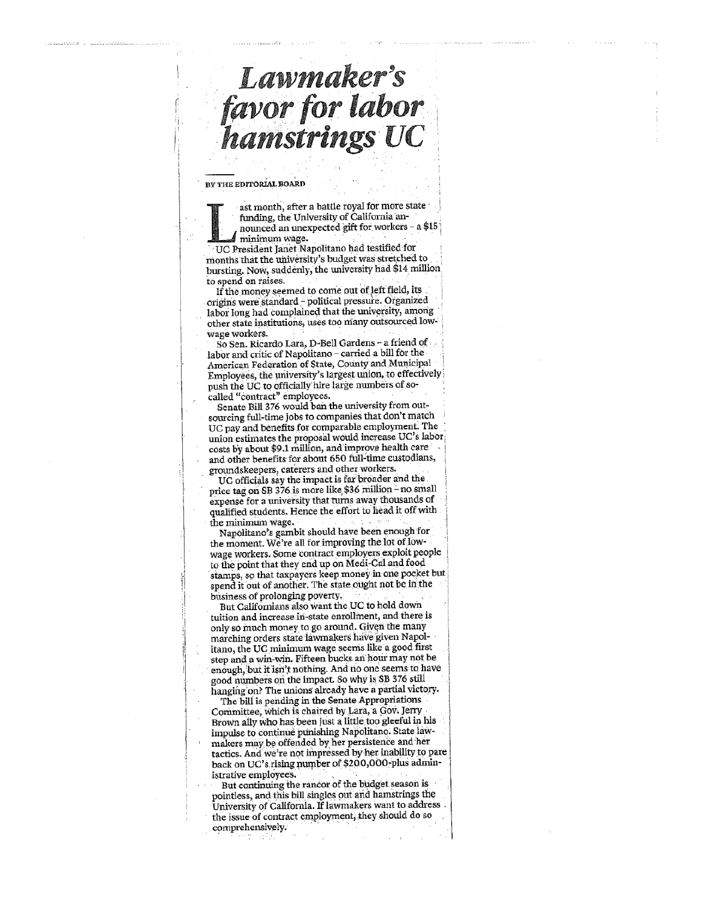# Lawmaker's favor for labor hamstrings UC

BY THE EDITORIAL BOARD

Last month, after a battle royal for more state funding, the University of California announced an unexpected gift for workers – a $15 minimum wage.

UC President Janet Napolitano had testified for months that the university's budget was stretched to bursting. Now, suddenly, the university had $14 million to spend on raises.

If the money seemed to come out of left field, its origins were standard – political pressure. Organized labor long had complained that the university, among other state institutions, uses too many outsourced low-wage workers.

So Sen. Ricardo Lara, D-Bell Gardens – a friend of labor and critic of Napolitano – carried a bill for the American Federation of State, County and Municipal Employees, the university's largest union, to effectively push the UC to officially hire large numbers of so-called "contract" employees.

Senate Bill 376 would ban the university from outsourcing full-time jobs to companies that don't match UC pay and benefits for comparable employment. The union estimates the proposal would increase UC's labor costs by about $9.1 million, and improve health care and other benefits for about 650 full-time custodians, groundskeepers, caterers and other workers.

UC officials say the impact is far broader and the price tag on SB 376 is more like $36 million – no small expense for a university that turns away thousands of qualified students. Hence the effort to head it off with the minimum wage.

Napolitano's gambit should have been enough for the moment. We're all for improving the lot of low-wage workers. Some contract employers exploit people to the point that they end up on Medi-Cal and food stamps, so that taxpayers keep money in one pocket but spend it out of another. The state ought not be in the business of prolonging poverty.

But Californians also want the UC to hold down tuition and increase in-state enrollment, and there is only so much money to go around. Given the many marching orders state lawmakers have given Napolitano, the UC minimum wage seems like a good first step and a win-win. Fifteen bucks an hour may not be enough, but it isn't nothing. And no one seems to have good numbers on the impact. So why is SB 376 still hanging on? The unions already have a partial victory.

The bill is pending in the Senate Appropriations Committee, which is chaired by Lara, a Gov. Jerry Brown ally who has been just a little too gleeful in his impulse to continue punishing Napolitano. State lawmakers may be offended by her persistence and her tactics. And we're not impressed by her inability to pare back on UC's rising number of $200,000-plus administrative employees.

But continuing the rancor of the budget season is pointless, and this bill singles out and hamstrings the University of California. If lawmakers want to address the issue of contract employment, they should do so comprehensively.